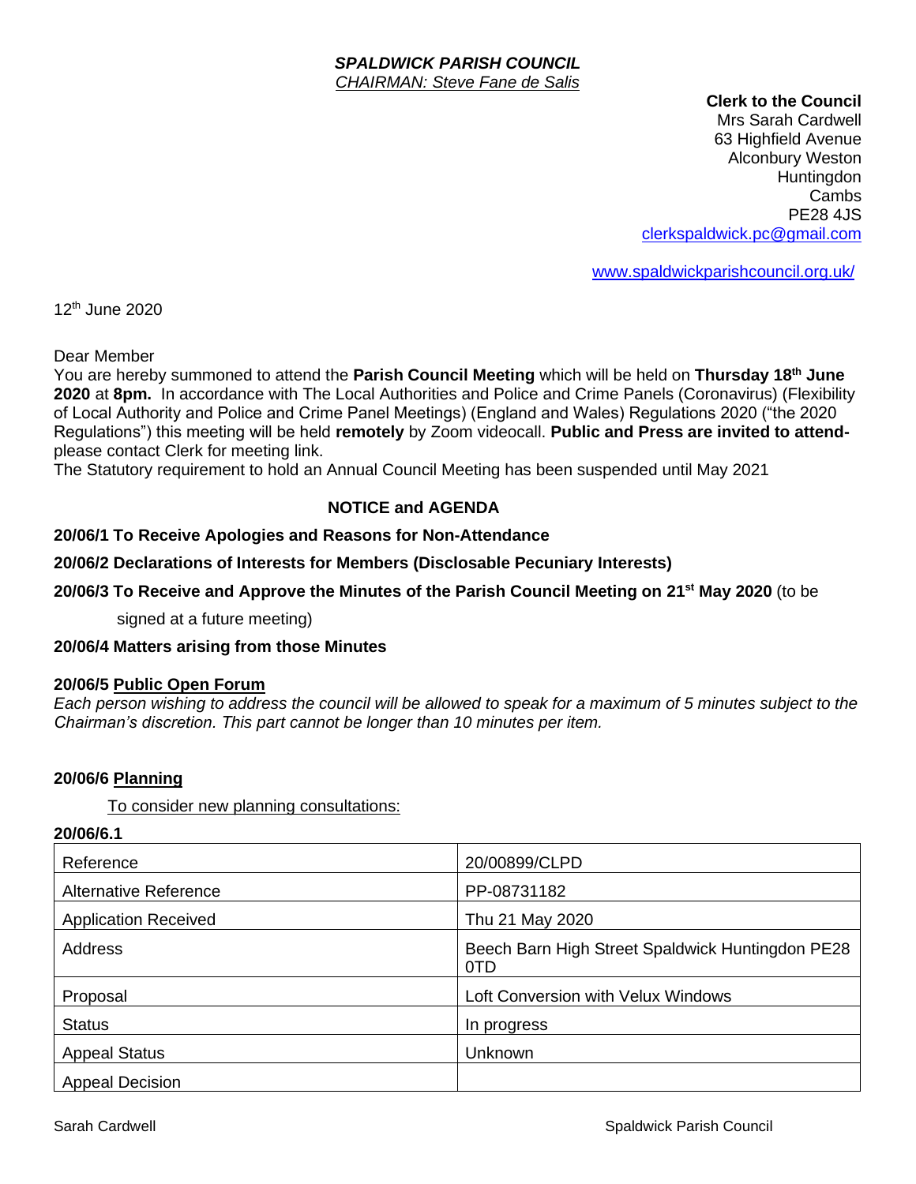***SPALDWICK PARISH COUNCIL***
*CHAIRMAN: Steve Fane de Salis*

**Clerk to the Council**
Mrs Sarah Cardwell
63 Highfield Avenue
Alconbury Weston
Huntingdon
Cambs
PE28 4JS
clerkspaldwick.pc@gmail.com

www.spaldwickparishcouncil.org.uk/

12th June 2020

Dear Member
You are hereby summoned to attend the **Parish Council Meeting** which will be held on **Thursday 18th June 2020** at **8pm.** In accordance with The Local Authorities and Police and Crime Panels (Coronavirus) (Flexibility of Local Authority and Police and Crime Panel Meetings) (England and Wales) Regulations 2020 ("the 2020 Regulations") this meeting will be held **remotely** by Zoom videocall. **Public and Press are invited to attend-** please contact Clerk for meeting link.
The Statutory requirement to hold an Annual Council Meeting has been suspended until May 2021

**NOTICE and AGENDA**

**20/06/1 To Receive Apologies and Reasons for Non-Attendance**

**20/06/2 Declarations of Interests for Members (Disclosable Pecuniary Interests)**

**20/06/3 To Receive and Approve the Minutes of the Parish Council Meeting on 21st May 2020** (to be signed at a future meeting)

**20/06/4 Matters arising from those Minutes**

**20/06/5 Public Open Forum**
*Each person wishing to address the council will be allowed to speak for a maximum of 5 minutes subject to the Chairman's discretion. This part cannot be longer than 10 minutes per item.*

**20/06/6 Planning**

To consider new planning consultations:

**20/06/6.1**

| Reference | 20/00899/CLPD |
|---|---|
| Alternative Reference | PP-08731182 |
| Application Received | Thu 21 May 2020 |
| Address | Beech Barn High Street Spaldwick Huntingdon PE28 0TD |
| Proposal | Loft Conversion with Velux Windows |
| Status | In progress |
| Appeal Status | Unknown |
| Appeal Decision | |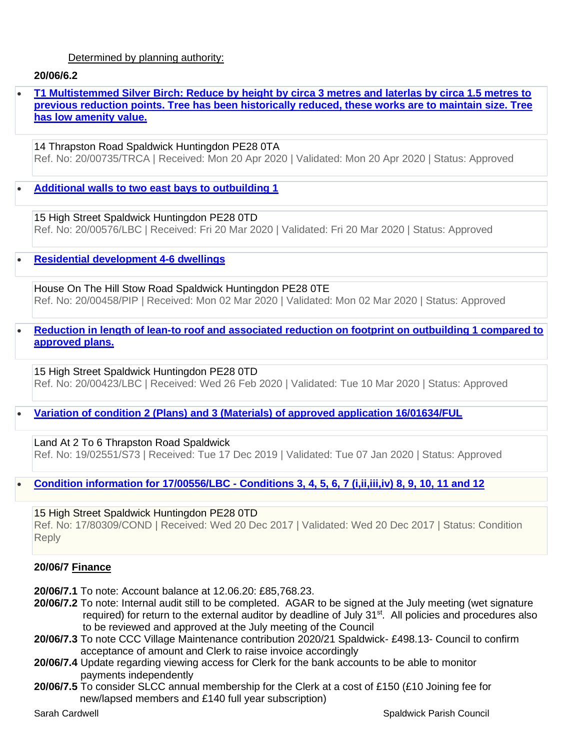Determined by planning authority:

**20/06/6.2**

- **T1 Multistemmed Silver Birch: Reduce by height by circa 3 metres and laterlas by circa 1.5 metres to previous reduction points. Tree has been historically reduced, these works are to maintain size. Tree has low amenity value.**

14 Thrapston Road Spaldwick Huntingdon PE28 0TA
Ref. No: 20/00735/TRCA | Received: Mon 20 Apr 2020 | Validated: Mon 20 Apr 2020 | Status: Approved

- **Additional walls to two east bays to outbuilding 1**

15 High Street Spaldwick Huntingdon PE28 0TD
Ref. No: 20/00576/LBC | Received: Fri 20 Mar 2020 | Validated: Fri 20 Mar 2020 | Status: Approved

- **Residential development 4-6 dwellings**

House On The Hill Stow Road Spaldwick Huntingdon PE28 0TE
Ref. No: 20/00458/PIP | Received: Mon 02 Mar 2020 | Validated: Mon 02 Mar 2020 | Status: Approved

- **Reduction in length of lean-to roof and associated reduction on footprint on outbuilding 1 compared to approved plans.**

15 High Street Spaldwick Huntingdon PE28 0TD
Ref. No: 20/00423/LBC | Received: Wed 26 Feb 2020 | Validated: Tue 10 Mar 2020 | Status: Approved

- **Variation of condition 2 (Plans) and 3 (Materials) of approved application 16/01634/FUL**

Land At 2 To 6 Thrapston Road Spaldwick
Ref. No: 19/02551/S73 | Received: Tue 17 Dec 2019 | Validated: Tue 07 Jan 2020 | Status: Approved

- **Condition information for 17/00556/LBC - Conditions 3, 4, 5, 6, 7 (i,ii,iii,iv) 8, 9, 10, 11 and 12**

15 High Street Spaldwick Huntingdon PE28 0TD
Ref. No: 17/80309/COND | Received: Wed 20 Dec 2017 | Validated: Wed 20 Dec 2017 | Status: Condition Reply

**20/06/7 Finance**

**20/06/7.1** To note: Account balance at 12.06.20: £85,768.23.

**20/06/7.2** To note: Internal audit still to be completed. AGAR to be signed at the July meeting (wet signature required) for return to the external auditor by deadline of July 31st. All policies and procedures also to be reviewed and approved at the July meeting of the Council

**20/06/7.3** To note CCC Village Maintenance contribution 2020/21 Spaldwick- £498.13- Council to confirm acceptance of amount and Clerk to raise invoice accordingly

**20/06/7.4** Update regarding viewing access for Clerk for the bank accounts to be able to monitor payments independently

**20/06/7.5** To consider SLCC annual membership for the Clerk at a cost of £150 (£10 Joining fee for new/lapsed members and £140 full year subscription)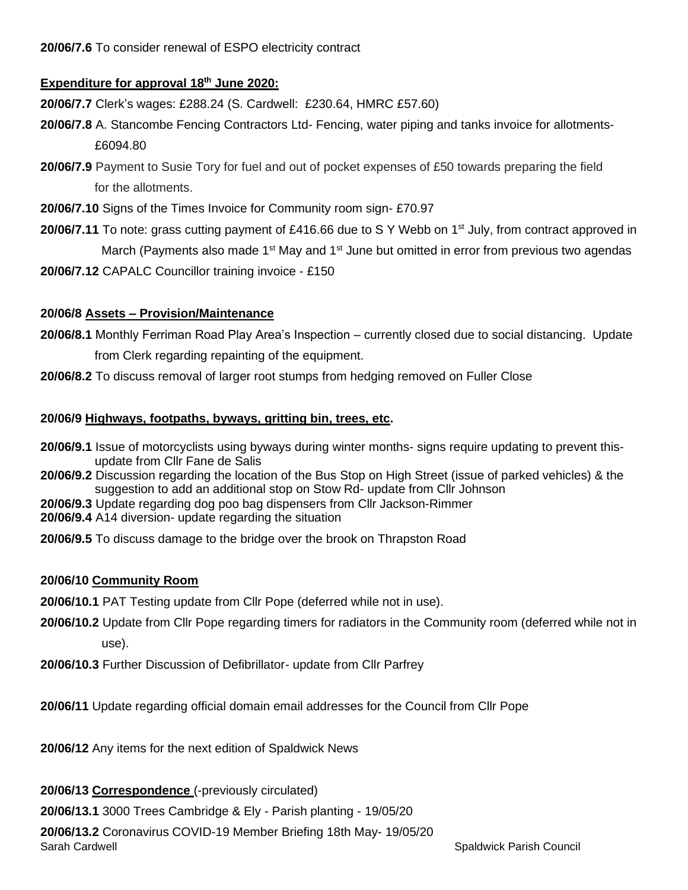**20/06/7.6** To consider renewal of ESPO electricity contract

**Expenditure for approval 18th June 2020:**

**20/06/7.7** Clerk's wages: £288.24 (S. Cardwell: £230.64, HMRC £57.60)

**20/06/7.8** A. Stancombe Fencing Contractors Ltd- Fencing, water piping and tanks invoice for allotments- £6094.80

**20/06/7.9** Payment to Susie Tory for fuel and out of pocket expenses of £50 towards preparing the field for the allotments.

**20/06/7.10** Signs of the Times Invoice for Community room sign- £70.97

**20/06/7.11** To note: grass cutting payment of £416.66 due to S Y Webb on 1st July, from contract approved in March (Payments also made 1st May and 1st June but omitted in error from previous two agendas

**20/06/7.12** CAPALC Councillor training invoice - £150

**20/06/8 Assets – Provision/Maintenance**

**20/06/8.1** Monthly Ferriman Road Play Area's Inspection – currently closed due to social distancing. Update from Clerk regarding repainting of the equipment.

**20/06/8.2** To discuss removal of larger root stumps from hedging removed on Fuller Close

**20/06/9 Highways, footpaths, byways, gritting bin, trees, etc.**

**20/06/9.1** Issue of motorcyclists using byways during winter months- signs require updating to prevent this- update from Cllr Fane de Salis

**20/06/9.2** Discussion regarding the location of the Bus Stop on High Street (issue of parked vehicles) & the suggestion to add an additional stop on Stow Rd- update from Cllr Johnson

**20/06/9.3** Update regarding dog poo bag dispensers from Cllr Jackson-Rimmer

**20/06/9.4** A14 diversion- update regarding the situation

**20/06/9.5** To discuss damage to the bridge over the brook on Thrapston Road

**20/06/10 Community Room**

**20/06/10.1** PAT Testing update from Cllr Pope (deferred while not in use).

**20/06/10.2** Update from Cllr Pope regarding timers for radiators in the Community room (deferred while not in use).

**20/06/10.3** Further Discussion of Defibrillator- update from Cllr Parfrey

**20/06/11** Update regarding official domain email addresses for the Council from Cllr Pope

**20/06/12** Any items for the next edition of Spaldwick News

**20/06/13 Correspondence** (-previously circulated)

**20/06/13.1** 3000 Trees Cambridge & Ely - Parish planting - 19/05/20

**20/06/13.2** Coronavirus COVID-19 Member Briefing 18th May- 19/05/20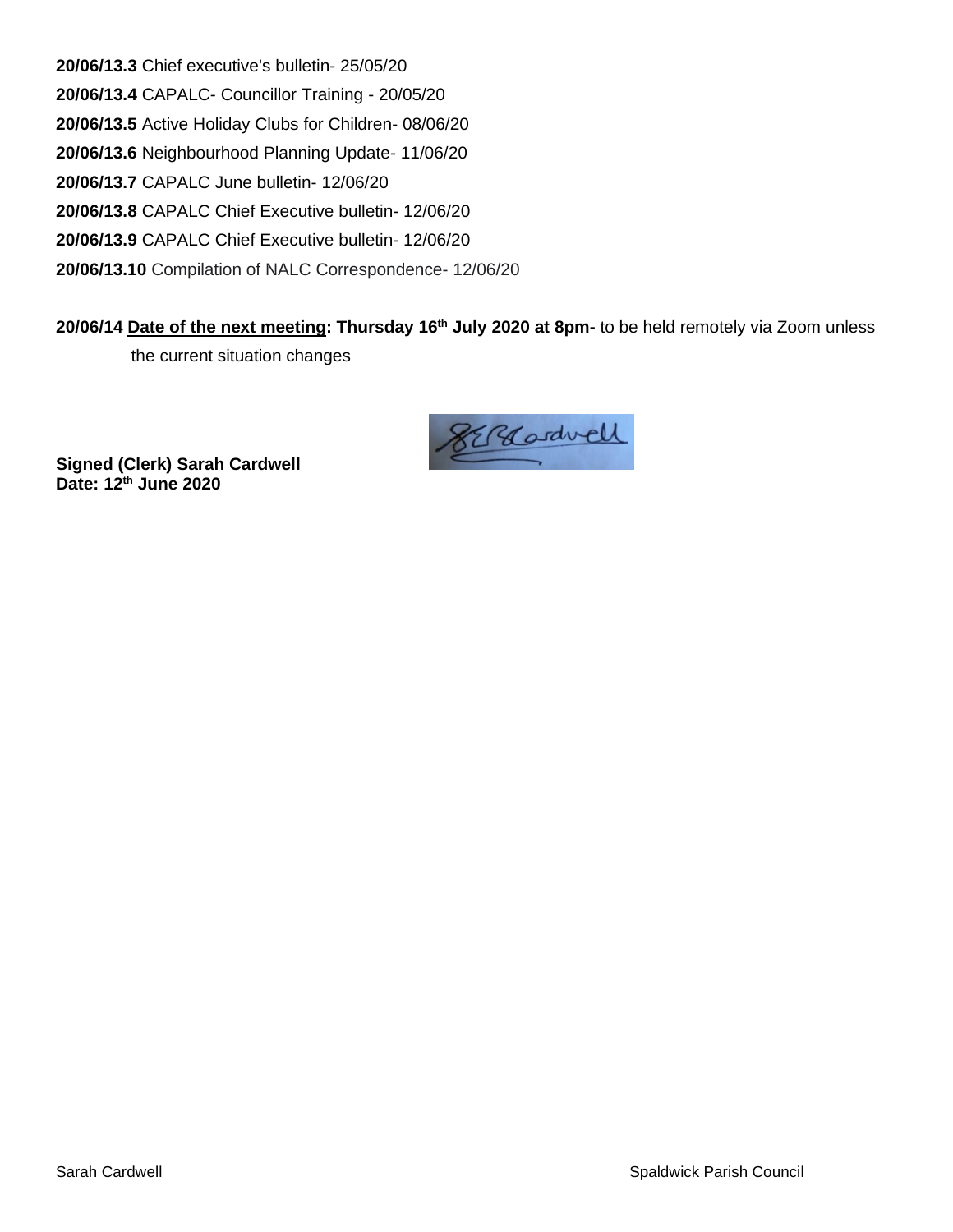**20/06/13.3** Chief executive's bulletin- 25/05/20

**20/06/13.4** CAPALC- Councillor Training - 20/05/20

**20/06/13.5** Active Holiday Clubs for Children- 08/06/20

**20/06/13.6** Neighbourhood Planning Update- 11/06/20

**20/06/13.7** CAPALC June bulletin- 12/06/20

**20/06/13.8** CAPALC Chief Executive bulletin- 12/06/20

**20/06/13.9** CAPALC Chief Executive bulletin- 12/06/20

**20/06/13.10** Compilation of NALC Correspondence- 12/06/20

**20/06/14 <u>Date of the next meeting</u>: Thursday 16th July 2020 at 8pm-** to be held remotely via Zoom unless the current situation changes

**Signed (Clerk) Sarah Cardwell**
**Date: 12th June 2020**